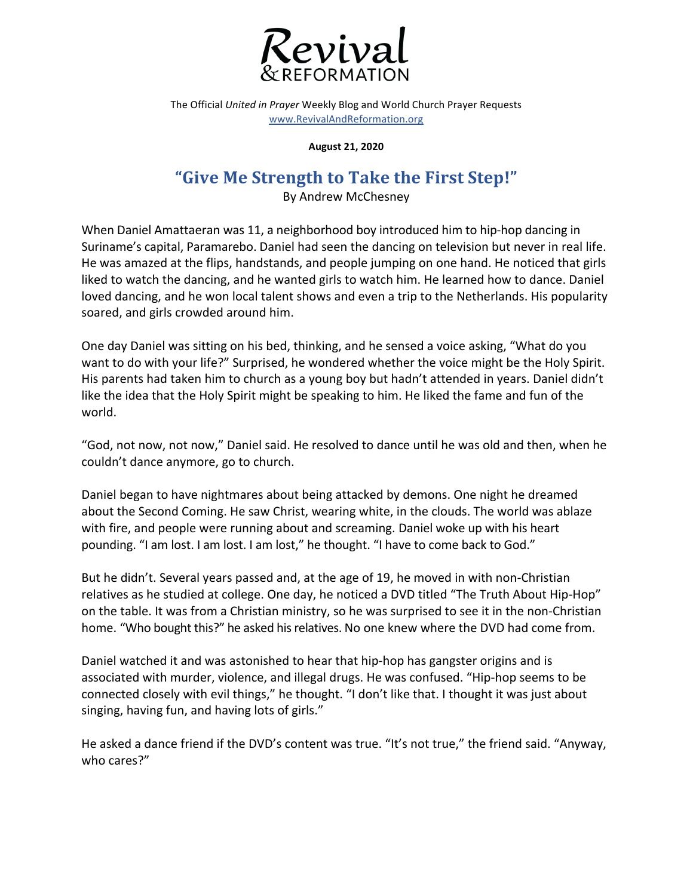# Revival & REFORMATION

The Official *United in Prayer* Weekly Blog and World Church Prayer Requests
www.RevivalAndReformation.org

**August 21, 2020**

## "Give Me Strength to Take the First Step!"

By Andrew McChesney

When Daniel Amattaeran was 11, a neighborhood boy introduced him to hip-hop dancing in Suriname's capital, Paramarebo. Daniel had seen the dancing on television but never in real life. He was amazed at the flips, handstands, and people jumping on one hand. He noticed that girls liked to watch the dancing, and he wanted girls to watch him. He learned how to dance. Daniel loved dancing, and he won local talent shows and even a trip to the Netherlands. His popularity soared, and girls crowded around him.

One day Daniel was sitting on his bed, thinking, and he sensed a voice asking, "What do you want to do with your life?" Surprised, he wondered whether the voice might be the Holy Spirit. His parents had taken him to church as a young boy but hadn't attended in years. Daniel didn't like the idea that the Holy Spirit might be speaking to him. He liked the fame and fun of the world.

"God, not now, not now," Daniel said. He resolved to dance until he was old and then, when he couldn't dance anymore, go to church.

Daniel began to have nightmares about being attacked by demons. One night he dreamed about the Second Coming. He saw Christ, wearing white, in the clouds. The world was ablaze with fire, and people were running about and screaming. Daniel woke up with his heart pounding. "I am lost. I am lost. I am lost," he thought. "I have to come back to God."

But he didn't. Several years passed and, at the age of 19, he moved in with non-Christian relatives as he studied at college. One day, he noticed a DVD titled "The Truth About Hip-Hop" on the table. It was from a Christian ministry, so he was surprised to see it in the non-Christian home. "Who bought this?" he asked his relatives. No one knew where the DVD had come from.

Daniel watched it and was astonished to hear that hip-hop has gangster origins and is associated with murder, violence, and illegal drugs. He was confused. "Hip-hop seems to be connected closely with evil things," he thought. "I don't like that. I thought it was just about singing, having fun, and having lots of girls."

He asked a dance friend if the DVD's content was true. "It's not true," the friend said. "Anyway, who cares?"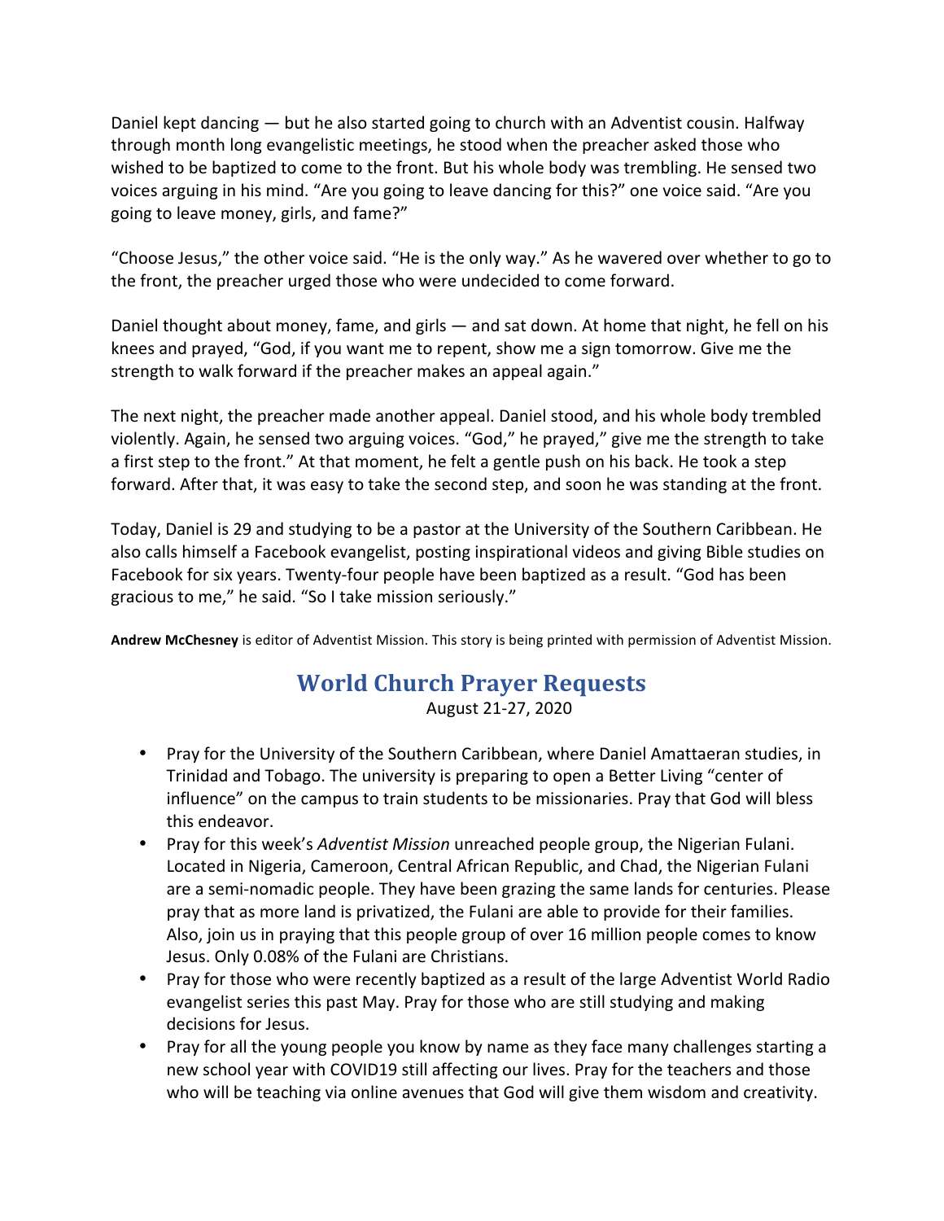Daniel kept dancing — but he also started going to church with an Adventist cousin. Halfway through month long evangelistic meetings, he stood when the preacher asked those who wished to be baptized to come to the front. But his whole body was trembling. He sensed two voices arguing in his mind. "Are you going to leave dancing for this?" one voice said. "Are you going to leave money, girls, and fame?"

"Choose Jesus," the other voice said. "He is the only way." As he wavered over whether to go to the front, the preacher urged those who were undecided to come forward.

Daniel thought about money, fame, and girls — and sat down. At home that night, he fell on his knees and prayed, "God, if you want me to repent, show me a sign tomorrow. Give me the strength to walk forward if the preacher makes an appeal again."

The next night, the preacher made another appeal. Daniel stood, and his whole body trembled violently. Again, he sensed two arguing voices. "God," he prayed," give me the strength to take a first step to the front." At that moment, he felt a gentle push on his back. He took a step forward. After that, it was easy to take the second step, and soon he was standing at the front.

Today, Daniel is 29 and studying to be a pastor at the University of the Southern Caribbean. He also calls himself a Facebook evangelist, posting inspirational videos and giving Bible studies on Facebook for six years. Twenty-four people have been baptized as a result. "God has been gracious to me," he said. "So I take mission seriously."

**Andrew McChesney** is editor of Adventist Mission. This story is being printed with permission of Adventist Mission.

## World Church Prayer Requests

August 21-27, 2020

- Pray for the University of the Southern Caribbean, where Daniel Amattaeran studies, in Trinidad and Tobago. The university is preparing to open a Better Living "center of influence" on the campus to train students to be missionaries. Pray that God will bless this endeavor.
- Pray for this week's *Adventist Mission* unreached people group, the Nigerian Fulani. Located in Nigeria, Cameroon, Central African Republic, and Chad, the Nigerian Fulani are a semi-nomadic people. They have been grazing the same lands for centuries. Please pray that as more land is privatized, the Fulani are able to provide for their families. Also, join us in praying that this people group of over 16 million people comes to know Jesus. Only 0.08% of the Fulani are Christians.
- Pray for those who were recently baptized as a result of the large Adventist World Radio evangelist series this past May. Pray for those who are still studying and making decisions for Jesus.
- Pray for all the young people you know by name as they face many challenges starting a new school year with COVID19 still affecting our lives. Pray for the teachers and those who will be teaching via online avenues that God will give them wisdom and creativity.